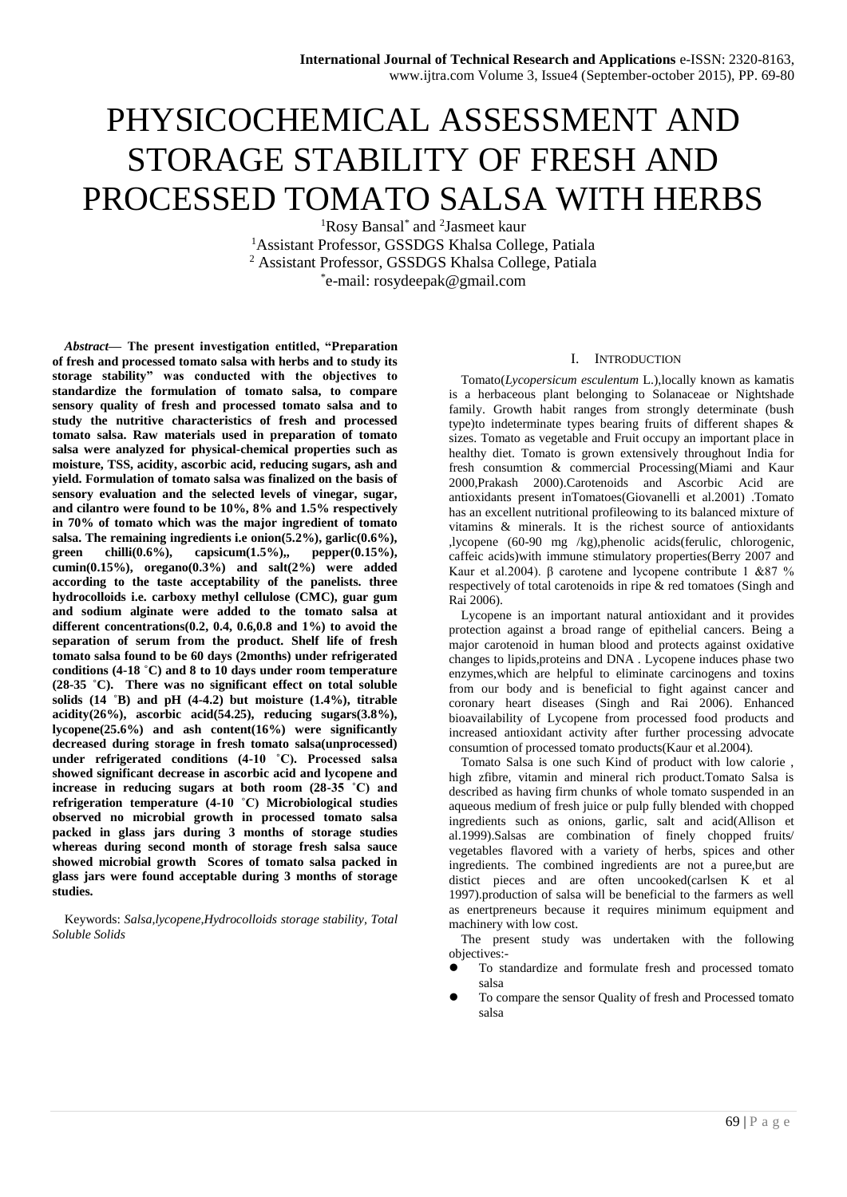# PHYSICOCHEMICAL ASSESSMENT AND STORAGE STABILITY OF FRESH AND PROCESSED TOMATO SALSA WITH HERBS

[1]Rosy Bansal* and [2]Jasmeet kaur

[1]Assistant Professor, GSSDGS Khalsa College, Patiala

[2] Assistant Professor, GSSDGS Khalsa College, Patiala

*e-mail: rosydeepak@gmail.com

***Abstract*— The present investigation entitled, "Preparation of fresh and processed tomato salsa with herbs and to study its storage stability" was conducted with the objectives to standardize the formulation of tomato salsa, to compare sensory quality of fresh and processed tomato salsa and to study the nutritive characteristics of fresh and processed tomato salsa. Raw materials used in preparation of tomato salsa were analyzed for physical-chemical properties such as moisture, TSS, acidity, ascorbic acid, reducing sugars, ash and yield. Formulation of tomato salsa was finalized on the basis of sensory evaluation and the selected levels of vinegar, sugar, and cilantro were found to be 10%, 8% and 1.5% respectively in 70% of tomato which was the major ingredient of tomato salsa. The remaining ingredients i.e onion(5.2%), garlic(0.6%), green chilli(0.6%), capsicum(1.5%),, pepper(0.15%), cumin(0.15%), oregano(0.3%) and salt(2%) were added according to the taste acceptability of the panelists. three hydrocolloids i.e. carboxy methyl cellulose (CMC), guar gum and sodium alginate were added to the tomato salsa at different concentrations(0.2, 0.4, 0.6,0.8 and 1%) to avoid the separation of serum from the product. Shelf life of fresh tomato salsa found to be 60 days (2months) under refrigerated conditions (4-18 ˚C) and 8 to 10 days under room temperature (28-35 ˚C). There was no significant effect on total soluble solids (14 ˚B) and pH (4-4.2) but moisture (1.4%), titrable acidity(26%), ascorbic acid(54.25), reducing sugars(3.8%), lycopene(25.6%) and ash content(16%) were significantly decreased during storage in fresh tomato salsa(unprocessed) under refrigerated conditions (4-10 ˚C). Processed salsa showed significant decrease in ascorbic acid and lycopene and increase in reducing sugars at both room (28-35 ˚C) and refrigeration temperature (4-10 ˚C) Microbiological studies observed no microbial growth in processed tomato salsa packed in glass jars during 3 months of storage studies whereas during second month of storage fresh salsa sauce showed microbial growth Scores of tomato salsa packed in glass jars were found acceptable during 3 months of storage studies.**

Keywords: *Salsa,lycopene,Hydrocolloids storage stability, Total Soluble Solids*

## I. Introduction

Tomato(*Lycopersicum esculentum* L.),locally known as kamatis is a herbaceous plant belonging to Solanaceae or Nightshade family. Growth habit ranges from strongly determinate (bush type)to indeterminate types bearing fruits of different shapes & sizes. Tomato as vegetable and Fruit occupy an important place in healthy diet. Tomato is grown extensively throughout India for fresh consumtion & commercial Processing(Miami and Kaur 2000,Prakash 2000).Carotenoids and Ascorbic Acid are antioxidants present inTomatoes(Giovanelli et al.2001) .Tomato has an excellent nutritional profileowing to its balanced mixture of vitamins & minerals. It is the richest source of antioxidants ,lycopene (60-90 mg /kg),phenolic acids(ferulic, chlorogenic, caffeic acids)with immune stimulatory properties(Berry 2007 and Kaur et al.2004). β carotene and lycopene contribute 1 &87 % respectively of total carotenoids in ripe & red tomatoes (Singh and Rai 2006).

Lycopene is an important natural antioxidant and it provides protection against a broad range of epithelial cancers. Being a major carotenoid in human blood and protects against oxidative changes to lipids,proteins and DNA . Lycopene induces phase two enzymes,which are helpful to eliminate carcinogens and toxins from our body and is beneficial to fight against cancer and coronary heart diseases (Singh and Rai 2006). Enhanced bioavailability of Lycopene from processed food products and increased antioxidant activity after further processing advocate consumtion of processed tomato products(Kaur et al.2004).

Tomato Salsa is one such Kind of product with low calorie , high zfibre, vitamin and mineral rich product.Tomato Salsa is described as having firm chunks of whole tomato suspended in an aqueous medium of fresh juice or pulp fully blended with chopped ingredients such as onions, garlic, salt and acid(Allison et al.1999).Salsas are combination of finely chopped fruits/ vegetables flavored with a variety of herbs, spices and other ingredients. The combined ingredients are not a puree,but are distict pieces and are often uncooked(carlsen K et al 1997).production of salsa will be beneficial to the farmers as well as enertpreneurs because it requires minimum equipment and machinery with low cost.

The present study was undertaken with the following objectives:-

- To standardize and formulate fresh and processed tomato salsa
- To compare the sensor Quality of fresh and Processed tomato salsa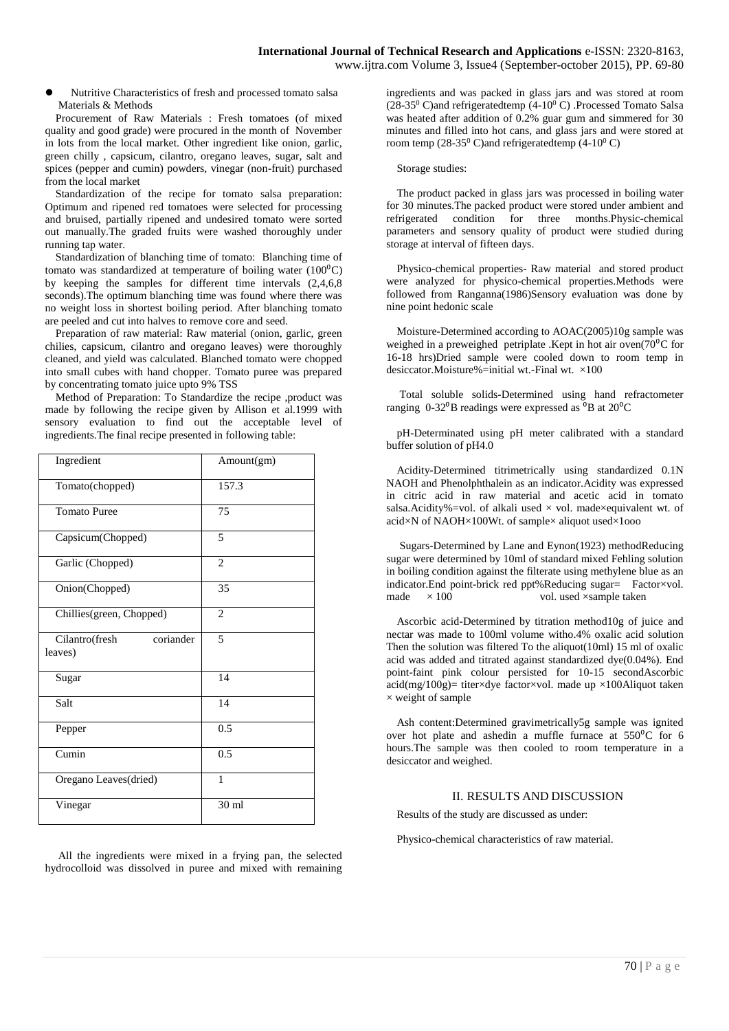- Nutritive Characteristics of fresh and processed tomato salsa

Materials & Methods

Procurement of Raw Materials : Fresh tomatoes (of mixed quality and good grade) were procured in the month of November in lots from the local market. Other ingredient like onion, garlic, green chilly , capsicum, cilantro, oregano leaves, sugar, salt and spices (pepper and cumin) powders, vinegar (non-fruit) purchased from the local market

Standardization of the recipe for tomato salsa preparation: Optimum and ripened red tomatoes were selected for processing and bruised, partially ripened and undesired tomato were sorted out manually.The graded fruits were washed thoroughly under running tap water.

Standardization of blanching time of tomato: Blanching time of tomato was standardized at temperature of boiling water ($100^0$C) by keeping the samples for different time intervals (2,4,6,8 seconds).The optimum blanching time was found where there was no weight loss in shortest boiling period. After blanching tomato are peeled and cut into halves to remove core and seed.

Preparation of raw material: Raw material (onion, garlic, green chilies, capsicum, cilantro and oregano leaves) were thoroughly cleaned, and yield was calculated. Blanched tomato were chopped into small cubes with hand chopper. Tomato puree was prepared by concentrating tomato juice upto 9% TSS

Method of Preparation: To Standardize the recipe ,product was made by following the recipe given by Allison et al.1999 with sensory evaluation to find out the acceptable level of ingredients.The final recipe presented in following table:

| Ingredient | Amount(gm) |
|---|---|
| Tomato(chopped) | 157.3 |
| Tomato Puree | 75 |
| Capsicum(Chopped) | 5 |
| Garlic (Chopped) | 2 |
| Onion(Chopped) | 35 |
| Chillies(green, Chopped) | 2 |
| Cilantro(fresh coriander leaves) | 5 |
| Sugar | 14 |
| Salt | 14 |
| Pepper | 0.5 |
| Cumin | 0.5 |
| Oregano Leaves(dried) | 1 |
| Vinegar | 30 ml |

All the ingredients were mixed in a frying pan, the selected hydrocolloid was dissolved in puree and mixed with remaining ingredients and was packed in glass jars and was stored at room ($28\text{-}35^0$ C)and refrigeratedtemp ($4\text{-}10^0$ C) .Processed Tomato Salsa was heated after addition of 0.2% guar gum and simmered for 30 minutes and filled into hot cans, and glass jars and were stored at room temp ($28\text{-}35^0$ C)and refrigeratedtemp ($4\text{-}10^0$ C)

Storage studies:

The product packed in glass jars was processed in boiling water for 30 minutes.The packed product were stored under ambient and refrigerated condition for three months.Physic-chemical parameters and sensory quality of product were studied during storage at interval of fifteen days.

Physico-chemical properties- Raw material and stored product were analyzed for physico-chemical properties.Methods were followed from Ranganna(1986)Sensory evaluation was done by nine point hedonic scale

Moisture-Determined according to AOAC(2005)10g sample was weighed in a preweighed petriplate .Kept in hot air oven($70^0$C for 16-18 hrs)Dried sample were cooled down to room temp in desiccator.Moisture%=initial wt.-Final wt. ×100

Total soluble solids-Determined using hand refractometer ranging $0\text{-}32^0$B readings were expressed as $^0$B at $20^0$C

pH-Determinated using pH meter calibrated with a standard buffer solution of pH4.0

Acidity-Determined titrimetrically using standardized 0.1N NAOH and Phenolphthalein as an indicator.Acidity was expressed in citric acid in raw material and acetic acid in tomato salsa.Acidity%=vol. of alkali used × vol. made×equivalent wt. of acid×N of NAOH×100Wt. of sample× aliquot used×1ooo

Sugars-Determined by Lane and Eynon(1923) methodReducing sugar were determined by 10ml of standard mixed Fehling solution in boiling condition against the filterate using methylene blue as an indicator.End point-brick red ppt%Reducing sugar= Factor×vol. made × 100 vol. used ×sample taken

Ascorbic acid-Determined by titration method10g of juice and nectar was made to 100ml volume witho.4% oxalic acid solution Then the solution was filtered To the aliquot(10ml) 15 ml of oxalic acid was added and titrated against standardized dye(0.04%). End point-faint pink colour persisted for 10-15 secondAscorbic acid(mg/100g)= titer×dye factor×vol. made up ×100Aliquot taken × weight of sample

Ash content:Determined gravimetrically5g sample was ignited over hot plate and ashedin a muffle furnace at $550^0$C for 6 hours.The sample was then cooled to room temperature in a desiccator and weighed.

## II. RESULTS AND DISCUSSION

Results of the study are discussed as under:

Physico-chemical characteristics of raw material.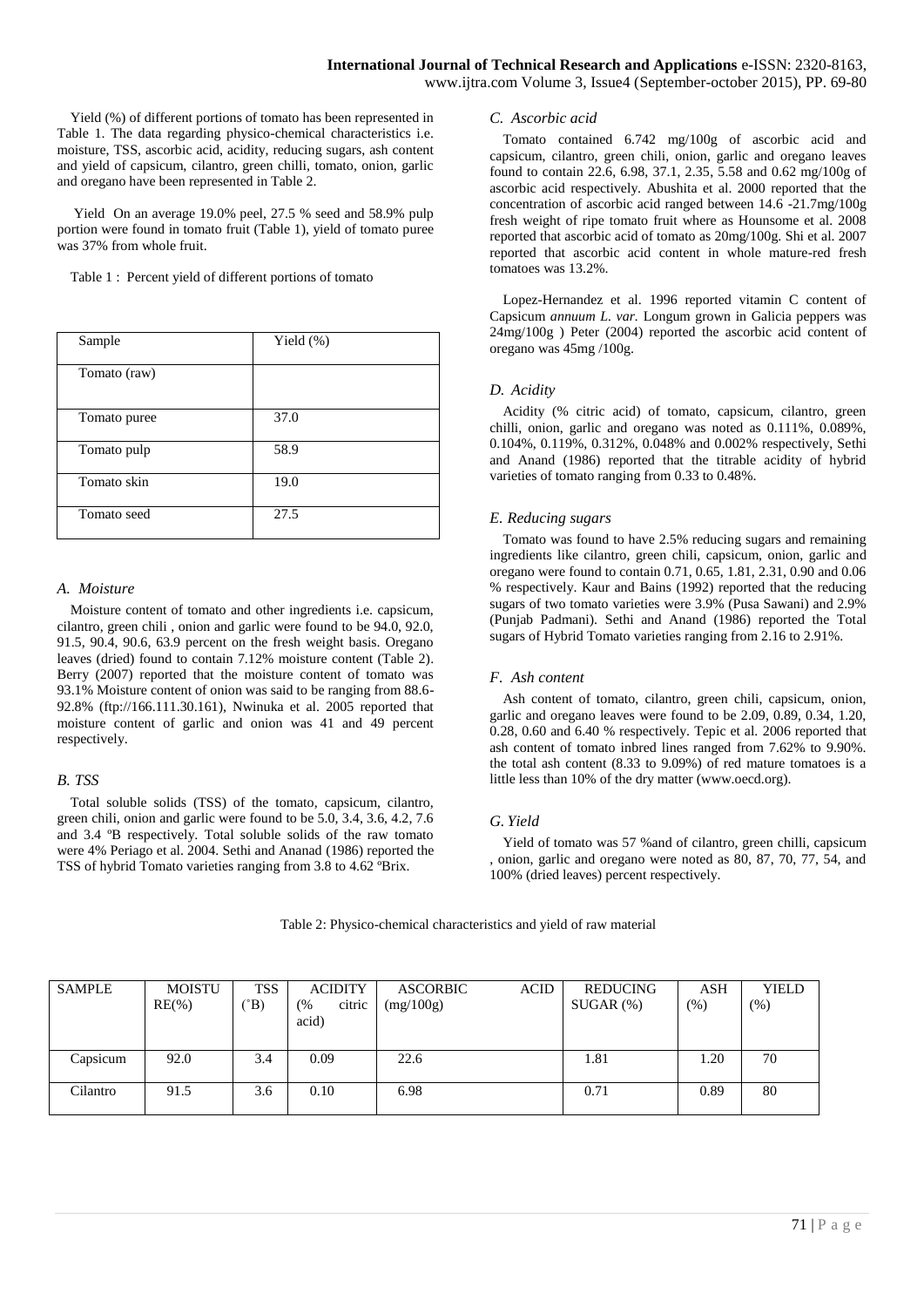Yield (%) of different portions of tomato has been represented in Table 1. The data regarding physico-chemical characteristics i.e. moisture, TSS, ascorbic acid, acidity, reducing sugars, ash content and yield of capsicum, cilantro, green chilli, tomato, onion, garlic and oregano have been represented in Table 2.

Yield On an average 19.0% peel, 27.5 % seed and 58.9% pulp portion were found in tomato fruit (Table 1), yield of tomato puree was 37% from whole fruit.

Table 1 : Percent yield of different portions of tomato

| Sample | Yield (%) |
|---|---|
| Tomato (raw) | |
| Tomato puree | 37.0 |
| Tomato pulp | 58.9 |
| Tomato skin | 19.0 |
| Tomato seed | 27.5 |

### *A. Moisture*

Moisture content of tomato and other ingredients i.e. capsicum, cilantro, green chili , onion and garlic were found to be 94.0, 92.0, 91.5, 90.4, 90.6, 63.9 percent on the fresh weight basis. Oregano leaves (dried) found to contain 7.12% moisture content (Table 2). Berry (2007) reported that the moisture content of tomato was 93.1% Moisture content of onion was said to be ranging from 88.6-92.8% (ftp://166.111.30.161), Nwinuka et al. 2005 reported that moisture content of garlic and onion was 41 and 49 percent respectively.

### *B. TSS*

Total soluble solids (TSS) of the tomato, capsicum, cilantro, green chili, onion and garlic were found to be 5.0, 3.4, 3.6, 4.2, 7.6 and 3.4 ºB respectively. Total soluble solids of the raw tomato were 4% Periago et al. 2004. Sethi and Ananad (1986) reported the TSS of hybrid Tomato varieties ranging from 3.8 to 4.62 ºBrix.

### *C. Ascorbic acid*

Tomato contained 6.742 mg/100g of ascorbic acid and capsicum, cilantro, green chili, onion, garlic and oregano leaves found to contain 22.6, 6.98, 37.1, 2.35, 5.58 and 0.62 mg/100g of ascorbic acid respectively. Abushita et al. 2000 reported that the concentration of ascorbic acid ranged between 14.6 -21.7mg/100g fresh weight of ripe tomato fruit where as Hounsome et al. 2008 reported that ascorbic acid of tomato as 20mg/100g. Shi et al. 2007 reported that ascorbic acid content in whole mature-red fresh tomatoes was 13.2%.

Lopez-Hernandez et al. 1996 reported vitamin C content of Capsicum *annuum L. var.* Longum grown in Galicia peppers was 24mg/100g ) Peter (2004) reported the ascorbic acid content of oregano was 45mg /100g.

### *D. Acidity*

Acidity (% citric acid) of tomato, capsicum, cilantro, green chilli, onion, garlic and oregano was noted as 0.111%, 0.089%, 0.104%, 0.119%, 0.312%, 0.048% and 0.002% respectively, Sethi and Anand (1986) reported that the titrable acidity of hybrid varieties of tomato ranging from 0.33 to 0.48%.

### *E. Reducing sugars*

Tomato was found to have 2.5% reducing sugars and remaining ingredients like cilantro, green chili, capsicum, onion, garlic and oregano were found to contain 0.71, 0.65, 1.81, 2.31, 0.90 and 0.06 % respectively. Kaur and Bains (1992) reported that the reducing sugars of two tomato varieties were 3.9% (Pusa Sawani) and 2.9% (Punjab Padmani). Sethi and Anand (1986) reported the Total sugars of Hybrid Tomato varieties ranging from 2.16 to 2.91%.

### *F. Ash content*

Ash content of tomato, cilantro, green chili, capsicum, onion, garlic and oregano leaves were found to be 2.09, 0.89, 0.34, 1.20, 0.28, 0.60 and 6.40 % respectively. Tepic et al. 2006 reported that ash content of tomato inbred lines ranged from 7.62% to 9.90%. the total ash content (8.33 to 9.09%) of red mature tomatoes is a little less than 10% of the dry matter (www.oecd.org).

### *G. Yield*

Yield of tomato was 57 %and of cilantro, green chilli, capsicum , onion, garlic and oregano were noted as 80, 87, 70, 77, 54, and 100% (dried leaves) percent respectively.

Table 2: Physico-chemical characteristics and yield of raw material

| SAMPLE | MOISTURE(%) | TSS (˚B) | ACIDITY (% citric acid) | ASCORBIC ACID (mg/100g) | REDUCING SUGAR (%) | ASH (%) | YIELD (%) |
|---|---|---|---|---|---|---|---|
| Capsicum | 92.0 | 3.4 | 0.09 | 22.6 | 1.81 | 1.20 | 70 |
| Cilantro | 91.5 | 3.6 | 0.10 | 6.98 | 0.71 | 0.89 | 80 |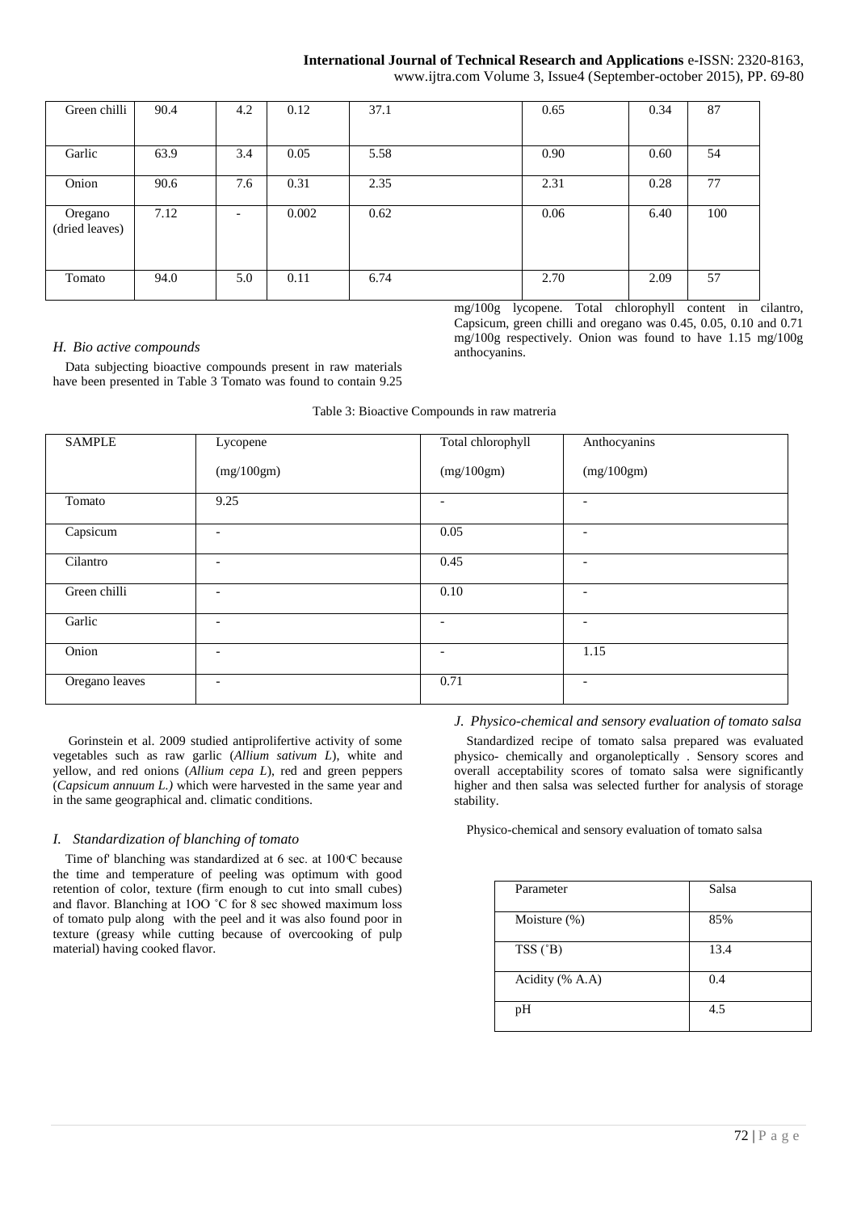| Green chilli | 90.4 | 4.2 | 0.12 | 37.1 | 0.65 | 0.34 | 87 |
|---|---|---|---|---|---|---|---|
| Garlic | 63.9 | 3.4 | 0.05 | 5.58 | 0.90 | 0.60 | 54 |
| Onion | 90.6 | 7.6 | 0.31 | 2.35 | 2.31 | 0.28 | 77 |
| Oregano (dried leaves) | 7.12 | - | 0.002 | 0.62 | 0.06 | 6.40 | 100 |
| Tomato | 94.0 | 5.0 | 0.11 | 6.74 | 2.70 | 2.09 | 57 |

*H. Bio active compounds*

Data subjecting bioactive compounds present in raw materials have been presented in Table 3 Tomato was found to contain 9.25 mg/100g lycopene. Total chlorophyll content in cilantro, Capsicum, green chilli and oregano was 0.45, 0.05, 0.10 and 0.71 mg/100g respectively. Onion was found to have 1.15 mg/100g anthocyanins.

Table 3: Bioactive Compounds in raw matreria

| SAMPLE | Lycopene (mg/100gm) | Total chlorophyll (mg/100gm) | Anthocyanins (mg/100gm) |
|---|---|---|---|
| Tomato | 9.25 | - | - |
| Capsicum | - | 0.05 | - |
| Cilantro | - | 0.45 | - |
| Green chilli | - | 0.10 | - |
| Garlic | - | - | - |
| Onion | - | - | 1.15 |
| Oregano leaves | - | 0.71 | - |

Gorinstein et al. 2009 studied antiprolifertive activity of some vegetables such as raw garlic (*Allium sativum L*), white and yellow, and red onions (*Allium cepa L*), red and green peppers (*Capsicum annuum L.)* which were harvested in the same year and in the same geographical and. climatic conditions.

*I. Standardization of blanching of tomato*

Time of' blanching was standardized at 6 sec. at 100°C because the time and temperature of peeling was optimum with good retention of color, texture (firm enough to cut into small cubes) and flavor. Blanching at 1OO ˚C for 8 sec showed maximum loss of tomato pulp along with the peel and it was also found poor in texture (greasy while cutting because of overcooking of pulp material) having cooked flavor.

*J. Physico-chemical and sensory evaluation of tomato salsa*

Standardized recipe of tomato salsa prepared was evaluated physico- chemically and organoleptically . Sensory scores and overall acceptability scores of tomato salsa were significantly higher and then salsa was selected further for analysis of storage stability.

Physico-chemical and sensory evaluation of tomato salsa

| Parameter | Salsa |
|---|---|
| Moisture (%) | 85% |
| TSS (˚B) | 13.4 |
| Acidity (% A.A) | 0.4 |
| pH | 4.5 |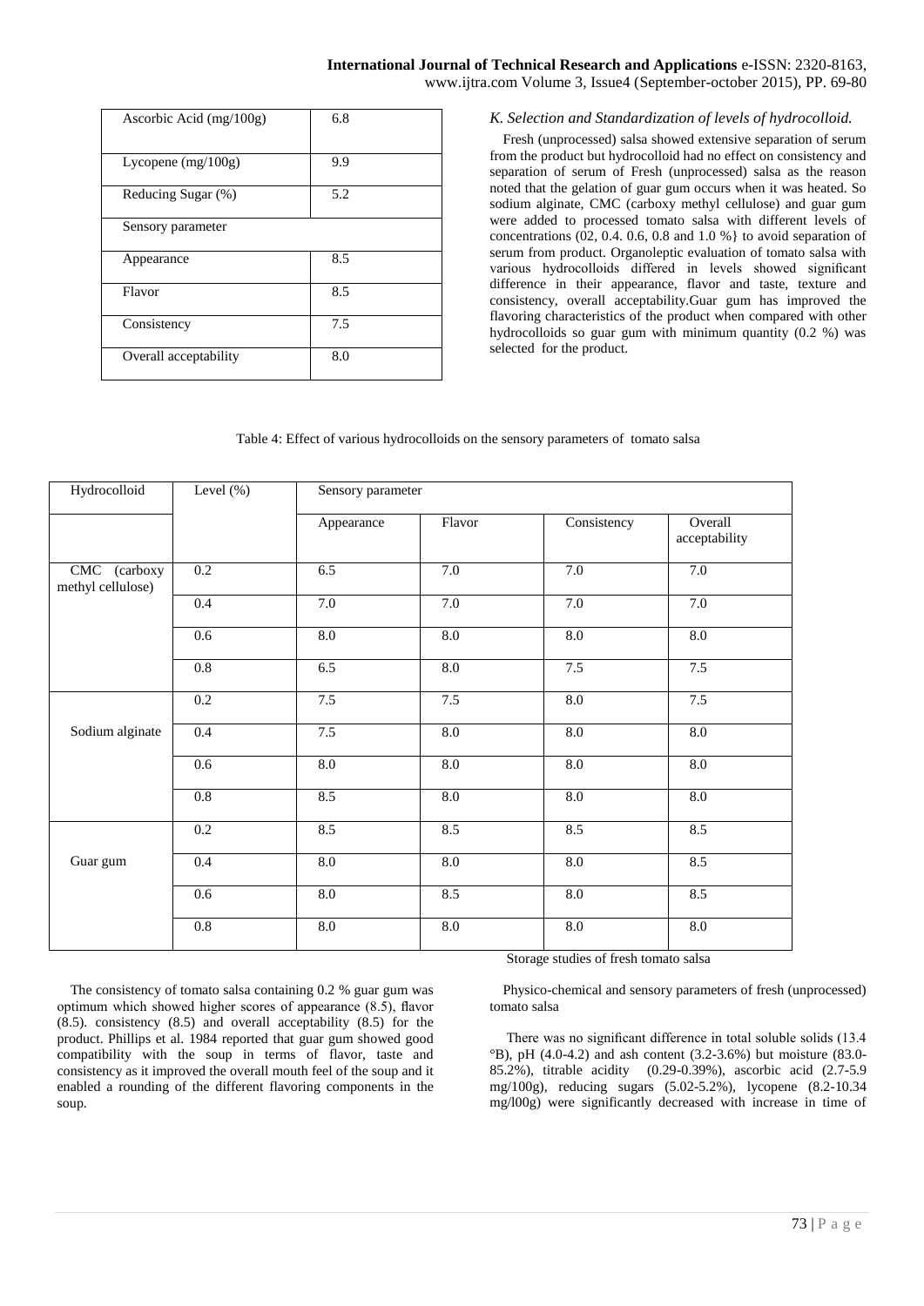| Ascorbic Acid (mg/100g) | 6.8 |
|---|---|
| Lycopene (mg/100g) | 9.9 |
| Reducing Sugar (%) | 5.2 |
| Sensory parameter | |
| Appearance | 8.5 |
| Flavor | 8.5 |
| Consistency | 7.5 |
| Overall acceptability | 8.0 |

### *K. Selection and Standardization of levels of hydrocolloid.*

Fresh (unprocessed) salsa showed extensive separation of serum from the product but hydrocolloid had no effect on consistency and separation of serum of Fresh (unprocessed) salsa as the reason noted that the gelation of guar gum occurs when it was heated. So sodium alginate, CMC (carboxy methyl cellulose) and guar gum were added to processed tomato salsa with different levels of concentrations (02, 0.4. 0.6, 0.8 and 1.0 %} to avoid separation of serum from product. Organoleptic evaluation of tomato salsa with various hydrocolloids differed in levels showed significant difference in their appearance, flavor and taste, texture and consistency, overall acceptability.Guar gum has improved the flavoring characteristics of the product when compared with other hydrocolloids so guar gum with minimum quantity (0.2 %) was selected for the product.

Table 4: Effect of various hydrocolloids on the sensory parameters of tomato salsa

| Hydrocolloid | Level (%) | Sensory parameter | | | |
|---|---|---|---|---|---|
| | | Appearance | Flavor | Consistency | Overall acceptability |
| CMC (carboxy methyl cellulose) | 0.2 | 6.5 | 7.0 | 7.0 | 7.0 |
| | 0.4 | 7.0 | 7.0 | 7.0 | 7.0 |
| | 0.6 | 8.0 | 8.0 | 8.0 | 8.0 |
| | 0.8 | 6.5 | 8.0 | 7.5 | 7.5 |
| Sodium alginate | 0.2 | 7.5 | 7.5 | 8.0 | 7.5 |
| | 0.4 | 7.5 | 8.0 | 8.0 | 8.0 |
| | 0.6 | 8.0 | 8.0 | 8.0 | 8.0 |
| | 0.8 | 8.5 | 8.0 | 8.0 | 8.0 |
| Guar gum | 0.2 | 8.5 | 8.5 | 8.5 | 8.5 |
| | 0.4 | 8.0 | 8.0 | 8.0 | 8.5 |
| | 0.6 | 8.0 | 8.5 | 8.0 | 8.5 |
| | 0.8 | 8.0 | 8.0 | 8.0 | 8.0 |

The consistency of tomato salsa containing 0.2 % guar gum was optimum which showed higher scores of appearance (8.5), flavor (8.5). consistency (8.5) and overall acceptability (8.5) for the product. Phillips et al. 1984 reported that guar gum showed good compatibility with the soup in terms of flavor, taste and consistency as it improved the overall mouth feel of the soup and it enabled a rounding of the different flavoring components in the soup.

Storage studies of fresh tomato salsa

Physico-chemical and sensory parameters of fresh (unprocessed) tomato salsa

There was no significant difference in total soluble solids (13.4 °B), pH (4.0-4.2) and ash content (3.2-3.6%) but moisture (83.0-85.2%), titrable acidity (0.29-0.39%), ascorbic acid (2.7-5.9 mg/100g), reducing sugars (5.02-5.2%), lycopene (8.2-10.34 mg/l00g) were significantly decreased with increase in time of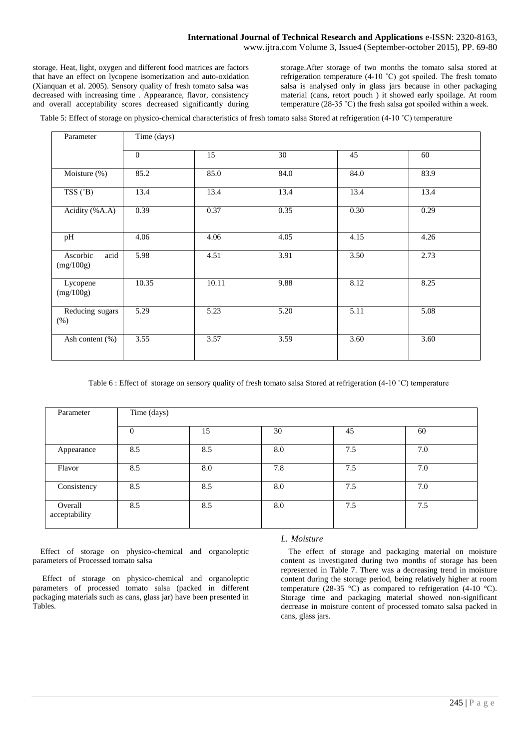storage. Heat, light, oxygen and different food matrices are factors that have an effect on lycopene isomerization and auto-oxidation (Xianquan et al. 2005). Sensory quality of fresh tomato salsa was decreased with increasing time . Appearance, flavor, consistency and overall acceptability scores decreased significantly during storage.After storage of two months the tomato salsa stored at refrigeration temperature (4-10 ˚C) got spoiled. The fresh tomato salsa is analysed only in glass jars because in other packaging material (cans, retort pouch ) it showed early spoilage. At room temperature (28-35 ˚C) the fresh salsa got spoiled within a week.

Table 5: Effect of storage on physico-chemical characteristics of fresh tomato salsa Stored at refrigeration (4-10 ˚C) temperature

| Parameter | Time (days) | | | | |
|---|---|---|---|---|---|
| | 0 | 15 | 30 | 45 | 60 |
| Moisture (%) | 85.2 | 85.0 | 84.0 | 84.0 | 83.9 |
| TSS (˚B) | 13.4 | 13.4 | 13.4 | 13.4 | 13.4 |
| Acidity (%A.A) | 0.39 | 0.37 | 0.35 | 0.30 | 0.29 |
| pH | 4.06 | 4.06 | 4.05 | 4.15 | 4.26 |
| Ascorbic acid (mg/100g) | 5.98 | 4.51 | 3.91 | 3.50 | 2.73 |
| Lycopene (mg/100g) | 10.35 | 10.11 | 9.88 | 8.12 | 8.25 |
| Reducing sugars (%) | 5.29 | 5.23 | 5.20 | 5.11 | 5.08 |
| Ash content (%) | 3.55 | 3.57 | 3.59 | 3.60 | 3.60 |

Table 6 : Effect of storage on sensory quality of fresh tomato salsa Stored at refrigeration (4-10 ˚C) temperature

| Parameter | Time (days) | | | | |
|---|---|---|---|---|---|
| | 0 | 15 | 30 | 45 | 60 |
| Appearance | 8.5 | 8.5 | 8.0 | 7.5 | 7.0 |
| Flavor | 8.5 | 8.0 | 7.8 | 7.5 | 7.0 |
| Consistency | 8.5 | 8.5 | 8.0 | 7.5 | 7.0 |
| Overall acceptability | 8.5 | 8.5 | 8.0 | 7.5 | 7.5 |

Effect of storage on physico-chemical and organoleptic parameters of Processed tomato salsa

Effect of storage on physico-chemical and organoleptic parameters of processed tomato salsa (packed in different packaging materials such as cans, glass jar) have been presented in Tables.

### *L. Moisture*

The effect of storage and packaging material on moisture content as investigated during two months of storage has been represented in Table 7. There was a decreasing trend in moisture content during the storage period, being relatively higher at room temperature (28-35 °C) as compared to refrigeration (4-10 °C). Storage time and packaging material showed non-significant decrease in moisture content of processed tomato salsa packed in cans, glass jars.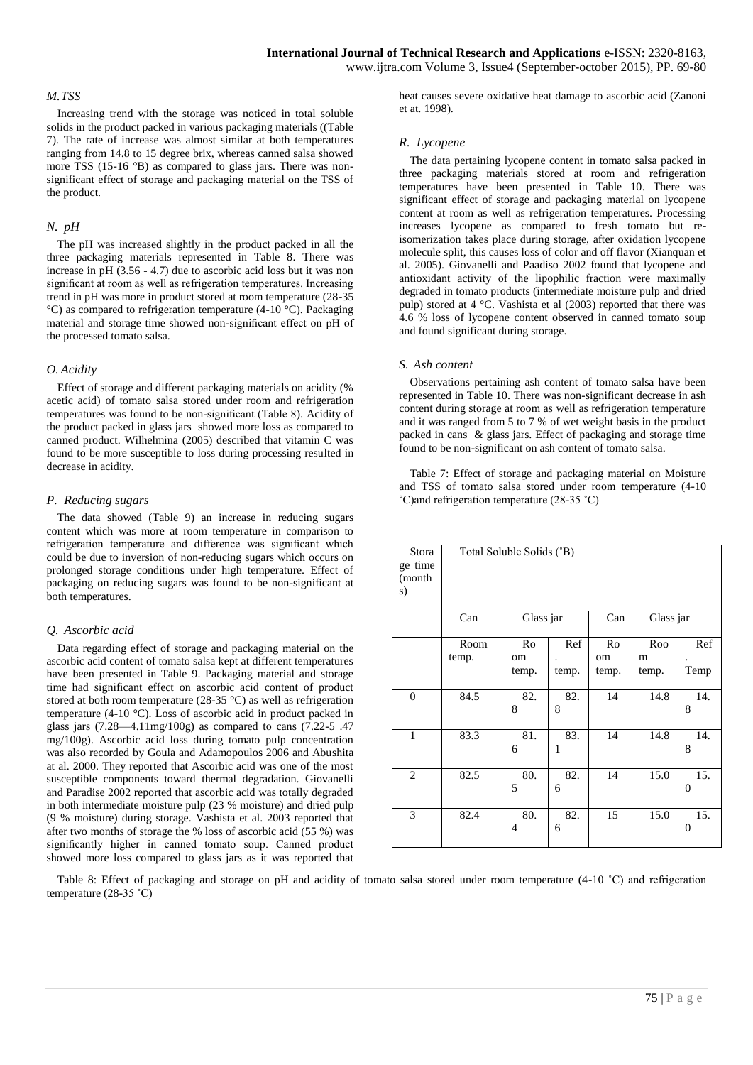### M. TSS

Increasing trend with the storage was noticed in total soluble solids in the product packed in various packaging materials ((Table 7). The rate of increase was almost similar at both temperatures ranging from 14.8 to 15 degree brix, whereas canned salsa showed more TSS (15-16 °B) as compared to glass jars. There was non-significant effect of storage and packaging material on the TSS of the product.

### N. pH

The pH was increased slightly in the product packed in all the three packaging materials represented in Table 8. There was increase in pH (3.56 - 4.7) due to ascorbic acid loss but it was non significant at room as well as refrigeration temperatures. Increasing trend in pH was more in product stored at room temperature (28-35 °C) as compared to refrigeration temperature (4-10 °C). Packaging material and storage time showed non-significant effect on pH of the processed tomato salsa.

### O. Acidity

Effect of storage and different packaging materials on acidity (% acetic acid) of tomato salsa stored under room and refrigeration temperatures was found to be non-significant (Table 8). Acidity of the product packed in glass jars showed more loss as compared to canned product. Wilhelmina (2005) described that vitamin C was found to be more susceptible to loss during processing resulted in decrease in acidity.

### P. Reducing sugars

The data showed (Table 9) an increase in reducing sugars content which was more at room temperature in comparison to refrigeration temperature and difference was significant which could be due to inversion of non-reducing sugars which occurs on prolonged storage conditions under high temperature. Effect of packaging on reducing sugars was found to be non-significant at both temperatures.

### Q. Ascorbic acid

Data regarding effect of storage and packaging material on the ascorbic acid content of tomato salsa kept at different temperatures have been presented in Table 9. Packaging material and storage time had significant effect on ascorbic acid content of product stored at both room temperature (28-35 °C) as well as refrigeration temperature (4-10 °C). Loss of ascorbic acid in product packed in glass jars (7.28—4.11mg/100g) as compared to cans (7.22-5 .47 mg/100g). Ascorbic acid loss during tomato pulp concentration was also recorded by Goula and Adamopoulos 2006 and Abushita at al. 2000. They reported that Ascorbic acid was one of the most susceptible components toward thermal degradation. Giovanelli and Paradise 2002 reported that ascorbic acid was totally degraded in both intermediate moisture pulp (23 % moisture) and dried pulp (9 % moisture) during storage. Vashista et al. 2003 reported that after two months of storage the % loss of ascorbic acid (55 %) was significantly higher in canned tomato soup. Canned product showed more loss compared to glass jars as it was reported that heat causes severe oxidative heat damage to ascorbic acid (Zanoni et at. 1998).

### R. Lycopene

The data pertaining lycopene content in tomato salsa packed in three packaging materials stored at room and refrigeration temperatures have been presented in Table 10. There was significant effect of storage and packaging material on lycopene content at room as well as refrigeration temperatures. Processing increases lycopene as compared to fresh tomato but re-isomerization takes place during storage, after oxidation lycopene molecule split, this causes loss of color and off flavor (Xianquan et al. 2005). Giovanelli and Paadiso 2002 found that lycopene and antioxidant activity of the lipophilic fraction were maximally degraded in tomato products (intermediate moisture pulp and dried pulp) stored at 4 °C. Vashista et al (2003) reported that there was 4.6 % loss of lycopene content observed in canned tomato soup and found significant during storage.

### S. Ash content

Observations pertaining ash content of tomato salsa have been represented in Table 10. There was non-significant decrease in ash content during storage at room as well as refrigeration temperature and it was ranged from 5 to 7 % of wet weight basis in the product packed in cans & glass jars. Effect of packaging and storage time found to be non-significant on ash content of tomato salsa.

Table 7: Effect of storage and packaging material on Moisture and TSS of tomato salsa stored under room temperature (4-10 ˚C)and refrigeration temperature (28-35 ˚C)

| Storage time (months) | Total Soluble Solids (˚B) | | | | | |
|---|---|---|---|---|---|---|
| | Can | Glass jar | | Can | Glass jar | |
| | Room temp. | Room temp. | Ref. temp. | Room temp. | Room temp. | Ref. Temp |
| 0 | 84.5 | 82.8 | 82.8 | 14 | 14.8 | 14.8 |
| 1 | 83.3 | 81.6 | 83.1 | 14 | 14.8 | 14.8 |
| 2 | 82.5 | 80.5 | 82.6 | 14 | 15.0 | 15.0 |
| 3 | 82.4 | 80.4 | 82.6 | 15 | 15.0 | 15.0 |

Table 8: Effect of packaging and storage on pH and acidity of tomato salsa stored under room temperature (4-10 ˚C) and refrigeration temperature (28-35 ˚C)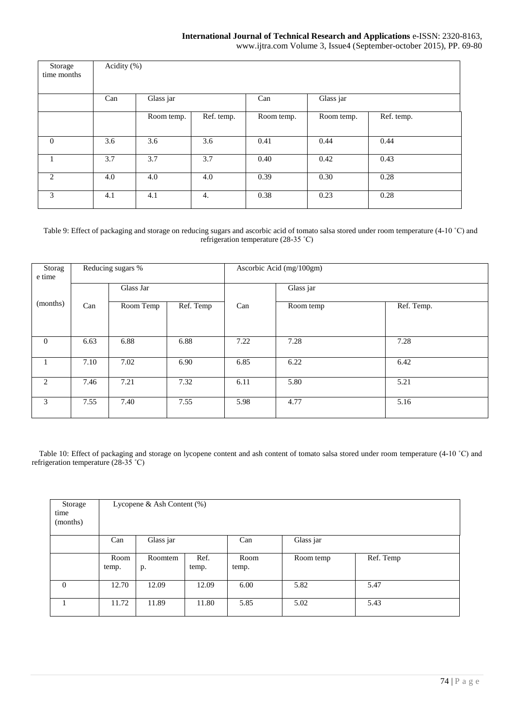| Storage time months | Acidity (%) | | | | | |
|---|---|---|---|---|---|---|
| | Can | Glass jar | | Can | Glass jar | |
| | | Room temp. | Ref. temp. | Room temp. | Room temp. | Ref. temp. |
| 0 | 3.6 | 3.6 | 3.6 | 0.41 | 0.44 | 0.44 |
| 1 | 3.7 | 3.7 | 3.7 | 0.40 | 0.42 | 0.43 |
| 2 | 4.0 | 4.0 | 4.0 | 0.39 | 0.30 | 0.28 |
| 3 | 4.1 | 4.1 | 4. | 0.38 | 0.23 | 0.28 |

Table 9: Effect of packaging and storage on reducing sugars and ascorbic acid of tomato salsa stored under room temperature (4-10 ˚C) and refrigeration temperature (28-35 ˚C)

| Storage time (months) | Reducing sugars % | | | Ascorbic Acid (mg/100gm) | | |
|---|---|---|---|---|---|---|
| | | Glass Jar | | | Glass jar | |
| | Can | Room Temp | Ref. Temp | Can | Room temp | Ref. Temp. |
| 0 | 6.63 | 6.88 | 6.88 | 7.22 | 7.28 | 7.28 |
| 1 | 7.10 | 7.02 | 6.90 | 6.85 | 6.22 | 6.42 |
| 2 | 7.46 | 7.21 | 7.32 | 6.11 | 5.80 | 5.21 |
| 3 | 7.55 | 7.40 | 7.55 | 5.98 | 4.77 | 5.16 |

Table 10: Effect of packaging and storage on lycopene content and ash content of tomato salsa stored under room temperature (4-10 ˚C) and refrigeration temperature (28-35 ˚C)

| Storage time (months) | Lycopene & Ash Content (%) | | | | | |
|---|---|---|---|---|---|---|
| | Can | Glass jar | | Can | Glass jar | |
| | Room temp. | Roomtemp. | Ref. temp. | Room temp. | Room temp | Ref. Temp |
| 0 | 12.70 | 12.09 | 12.09 | 6.00 | 5.82 | 5.47 |
| 1 | 11.72 | 11.89 | 11.80 | 5.85 | 5.02 | 5.43 |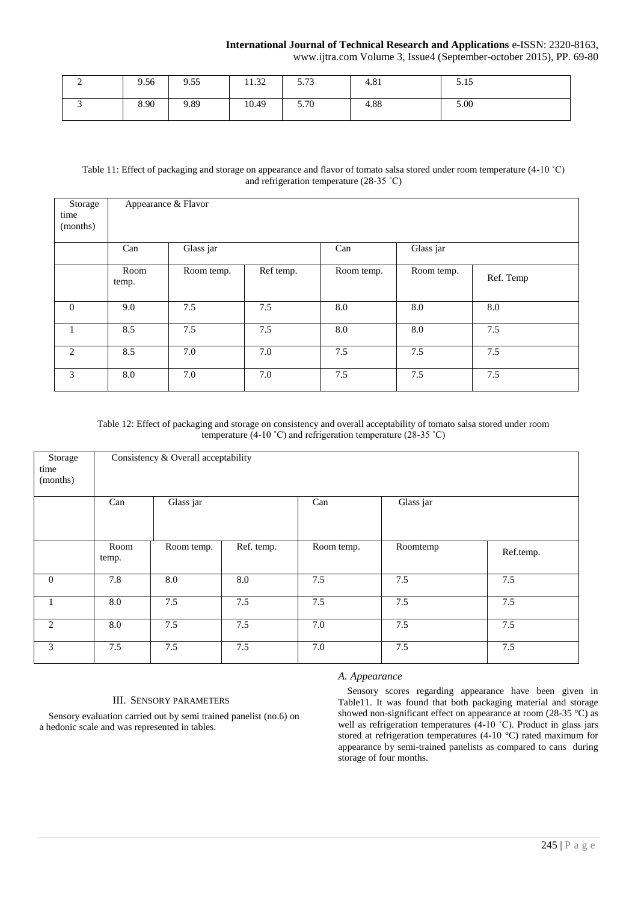| 2 | 9.56 | 9.55 | 11.32 | 5.73 | 4.81 | 5.15 |
|---|---|---|---|---|---|---|
| 3 | 8.90 | 9.89 | 10.49 | 5.70 | 4.88 | 5.00 |

Table 11: Effect of packaging and storage on appearance and flavor of tomato salsa stored under room temperature (4-10 ˚C) and refrigeration temperature (28-35 ˚C)

| Storage time (months) | Appearance & Flavor | | | | | |
|---|---|---|---|---|---|---|
| | Can | Glass jar | | Can | Glass jar | |
| | Room temp. | Room temp. | Ref temp. | Room temp. | Room temp. | Ref. Temp |
| 0 | 9.0 | 7.5 | 7.5 | 8.0 | 8.0 | 8.0 |
| 1 | 8.5 | 7.5 | 7.5 | 8.0 | 8.0 | 7.5 |
| 2 | 8.5 | 7.0 | 7.0 | 7.5 | 7.5 | 7.5 |
| 3 | 8.0 | 7.0 | 7.0 | 7.5 | 7.5 | 7.5 |

Table 12: Effect of packaging and storage on consistency and overall acceptability of tomato salsa stored under room temperature (4-10 ˚C) and refrigeration temperature (28-35 ˚C)

| Storage time (months) | Consistency & Overall acceptability | | | | | |
|---|---|---|---|---|---|---|
| | Can | Glass jar | | Can | Glass jar | |
| | Room temp. | Room temp. | Ref. temp. | Room temp. | Roomtemp | Ref.temp. |
| 0 | 7.8 | 8.0 | 8.0 | 7.5 | 7.5 | 7.5 |
| 1 | 8.0 | 7.5 | 7.5 | 7.5 | 7.5 | 7.5 |
| 2 | 8.0 | 7.5 | 7.5 | 7.0 | 7.5 | 7.5 |
| 3 | 7.5 | 7.5 | 7.5 | 7.0 | 7.5 | 7.5 |

## III. Sensory Parameters

Sensory evaluation carried out by semi trained panelist (no.6) on a hedonic scale and was represented in tables.

### A. Appearance

Sensory scores regarding appearance have been given in Table11. It was found that both packaging material and storage showed non-significant effect on appearance at room (28-35 °C) as well as refrigeration temperatures (4-10 ˚C). Product in glass jars stored at refrigeration temperatures (4-10 °C) rated maximum for appearance by semi-trained panelists as compared to cans during storage of four months.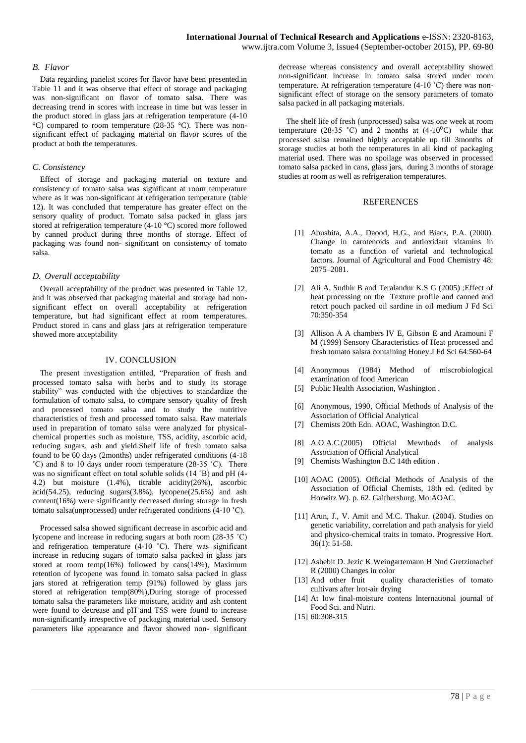### B. Flavor

Data regarding panelist scores for flavor have been presented.in Table 11 and it was observe that effect of storage and packaging was non-significant on flavor of tomato salsa. There was decreasing trend in scores with increase in time but was lesser in the product stored in glass jars at refrigeration temperature (4-10 °C) compared to room temperature (28-35 °C). There was non-significant effect of packaging material on flavor scores of the product at both the temperatures.

### C. Consistency

Effect of storage and packaging material on texture and consistency of tomato salsa was significant at room temperature where as it was non-significant at refrigeration temperature (table 12). It was concluded that temperature has greater effect on the sensory quality of product. Tomato salsa packed in glass jars stored at refrigeration temperature (4-10 °C) scored more followed by canned product during three months of storage. Effect of packaging was found non- significant on consistency of tomato salsa.

### D. Overall acceptability

Overall acceptability of the product was presented in Table 12, and it was observed that packaging material and storage had non-significant effect on overall acceptability at refrigeration temperature, but had significant effect at room temperatures. Product stored in cans and glass jars at refrigeration temperature showed more acceptability

## IV. CONCLUSION

The present investigation entitled, "Preparation of fresh and processed tomato salsa with herbs and to study its storage stability" was conducted with the objectives to standardize the formulation of tomato salsa, to compare sensory quality of fresh and processed tomato salsa and to study the nutritive characteristics of fresh and processed tomato salsa. Raw materials used in preparation of tomato salsa were analyzed for physical-chemical properties such as moisture, TSS, acidity, ascorbic acid, reducing sugars, ash and yield.Shelf life of fresh tomato salsa found to be 60 days (2months) under refrigerated conditions (4-18 ˚C) and 8 to 10 days under room temperature (28-35 ˚C). There was no significant effect on total soluble solids (14 ˚B) and pH (4-4.2) but moisture (1.4%), titrable acidity(26%), ascorbic acid(54.25), reducing sugars(3.8%), lycopene(25.6%) and ash content(16%) were significantly decreased during storage in fresh tomato salsa(unprocessed) under refrigerated conditions (4-10 ˚C).

Processed salsa showed significant decrease in ascorbic acid and lycopene and increase in reducing sugars at both room (28-35 ˚C) and refrigeration temperature (4-10 ˚C). There was significant increase in reducing sugars of tomato salsa packed in glass jars stored at room temp(16%) followed by cans(14%), Maximum retention of lycopene was found in tomato salsa packed in glass jars stored at refrigeration temp (91%) followed by glass jars stored at refrigeration temp(80%),During storage of processed tomato salsa the parameters like moisture, acidity and ash content were found to decrease and pH and TSS were found to increase non-significantly irrespective of packaging material used. Sensory parameters like appearance and flavor showed non- significant decrease whereas consistency and overall acceptability showed non-significant increase in tomato salsa stored under room temperature. At refrigeration temperature (4-10 ˚C) there was non-significant effect of storage on the sensory parameters of tomato salsa packed in all packaging materials.

The shelf life of fresh (unprocessed) salsa was one week at room temperature (28-35 ˚C) and 2 months at (4-10$^0$C) while that processed salsa remained highly acceptable up till 3months of storage studies at both the temperatures in all kind of packaging material used. There was no spoilage was observed in processed tomato salsa packed in cans, glass jars, during 3 months of storage studies at room as well as refrigeration temperatures.

## REFERENCES

[1] Abushita, A.A., Daood, H.G., and Biacs, P.A. (2000). Change in carotenoids and antioxidant vitamins in tomato as a function of varietal and technological factors. Journal of Agricultural and Food Chemistry 48: 2075–2081.

[2] Ali A, Sudhir B and Teralandur K.S G (2005) ;Effect of heat processing on the Texture profile and canned and retort pouch packed oil sardine in oil medium J Fd Sci 70:350-354

[3] Allison A A chambers lV E, Gibson E and Aramouni F M (1999) Sensory Characteristics of Heat processed and fresh tomato salsra containing Honey.J Fd Sci 64:560-64

[4] Anonymous (1984) Method of miscrobiological examination of food American

[5] Public Health Association, Washington .

[6] Anonymous, 1990, Official Methods of Analysis of the Association of Official Analytical

[7] Chemists 20th Edn. AOAC, Washington D.C.

[8] A.O.A.C.(2005) Official Mewthods of analysis Association of Official Analytical

[9] Chemists Washington B.C 14th edition .

[10] AOAC (2005). Official Methods of Analysis of the Association of Official Chemists, 18th ed. (edited by Horwitz W). p. 62. Gaithersburg, Mo:AOAC.

[11] Arun, J., V. Amit and M.C. Thakur. (2004). Studies on genetic variability, correlation and path analysis for yield and physico-chemical traits in tomato. Progressive Hort. 36(1): 51-58.

[12] Ashebit D. Jezic K Weingartemann H Nnd Gretzimachef R (2000) Changes in color

[13] And other fruit quality characteristies of tomato cultivars after lrot-air drying

[14] At low final-moisture contens lnternational journal of Food Sci. and Nutri.

[15] 60:308-315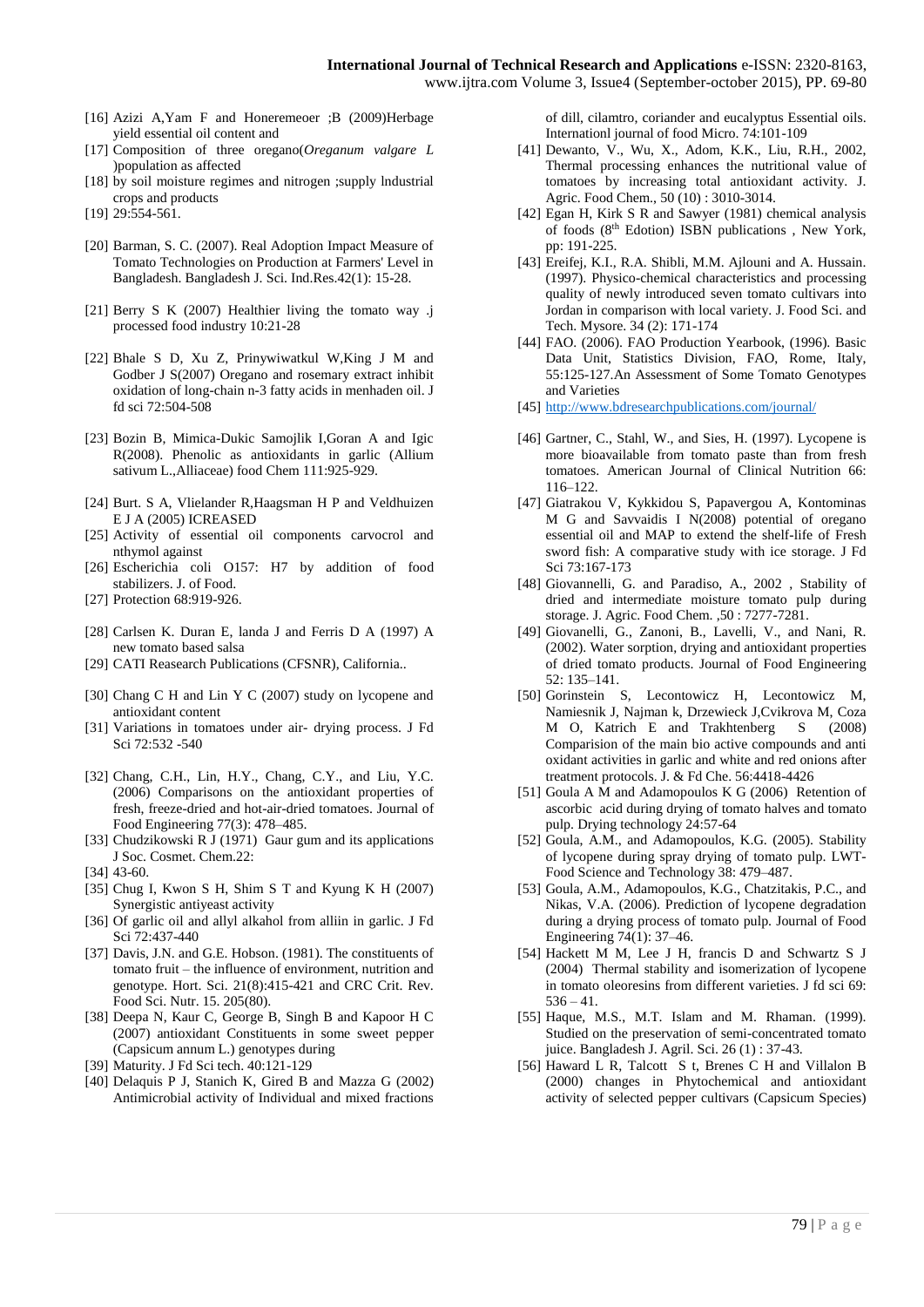[16] Azizi A,Yam F and Honeremeoer ;B (2009)Herbage yield essential oil content and

[17] Composition of three oregano(*Oreganum valgare L* )population as affected

[18] by soil moisture regimes and nitrogen ;supply lndustrial crops and products

[19] 29:554-561.

[20] Barman, S. C. (2007). Real Adoption Impact Measure of Tomato Technologies on Production at Farmers' Level in Bangladesh. Bangladesh J. Sci. Ind.Res.42(1): 15-28.

[21] Berry S K (2007) Healthier living the tomato way .j processed food industry 10:21-28

[22] Bhale S D, Xu Z, Prinywiwatkul W,King J M and Godber J S(2007) Oregano and rosemary extract inhibit oxidation of long-chain n-3 fatty acids in menhaden oil. J fd sci 72:504-508

[23] Bozin B, Mimica-Dukic Samojlik I,Goran A and Igic R(2008). Phenolic as antioxidants in garlic (Allium sativum L.,Alliaceae) food Chem 111:925-929.

[24] Burt. S A, Vlielander R,Haagsman H P and Veldhuizen E J A (2005) ICREASED

[25] Activity of essential oil components carvocrol and nthymol against

[26] Escherichia coli O157: H7 by addition of food stabilizers. J. of Food.

[27] Protection 68:919-926.

[28] Carlsen K. Duran E, landa J and Ferris D A (1997) A new tomato based salsa

[29] CATI Reasearch Publications (CFSNR), California..

[30] Chang C H and Lin Y C (2007) study on lycopene and antioxidant content

[31] Variations in tomatoes under air- drying process. J Fd Sci 72:532 -540

[32] Chang, C.H., Lin, H.Y., Chang, C.Y., and Liu, Y.C. (2006) Comparisons on the antioxidant properties of fresh, freeze-dried and hot-air-dried tomatoes. Journal of Food Engineering 77(3): 478–485.

[33] Chudzikowski R J (1971) Gaur gum and its applications J Soc. Cosmet. Chem.22:

[34] 43-60.

[35] Chug I, Kwon S H, Shim S T and Kyung K H (2007) Synergistic antiyeast activity

[36] Of garlic oil and allyl alkahol from alliin in garlic. J Fd Sci 72:437-440

[37] Davis, J.N. and G.E. Hobson. (1981). The constituents of tomato fruit – the influence of environment, nutrition and genotype. Hort. Sci. 21(8):415-421 and CRC Crit. Rev. Food Sci. Nutr. 15. 205(80).

[38] Deepa N, Kaur C, George B, Singh B and Kapoor H C (2007) antioxidant Constituents in some sweet pepper (Capsicum annum L.) genotypes during

[39] Maturity. J Fd Sci tech. 40:121-129

[40] Delaquis P J, Stanich K, Gired B and Mazza G (2002) Antimicrobial activity of Individual and mixed fractions of dill, cilamtro, coriander and eucalyptus Essential oils. Internationl journal of food Micro. 74:101-109

[41] Dewanto, V., Wu, X., Adom, K.K., Liu, R.H., 2002, Thermal processing enhances the nutritional value of tomatoes by increasing total antioxidant activity. J. Agric. Food Chem., 50 (10) : 3010-3014.

[42] Egan H, Kirk S R and Sawyer (1981) chemical analysis of foods (8th Edotion) ISBN publications , New York, pp: 191-225.

[43] Ereifej, K.I., R.A. Shibli, M.M. Ajlouni and A. Hussain. (1997). Physico-chemical characteristics and processing quality of newly introduced seven tomato cultivars into Jordan in comparison with local variety. J. Food Sci. and Tech. Mysore. 34 (2): 171-174

[44] FAO. (2006). FAO Production Yearbook, (1996). Basic Data Unit, Statistics Division, FAO, Rome, Italy, 55:125-127.An Assessment of Some Tomato Genotypes and Varieties

[45] http://www.bdresearchpublications.com/journal/

[46] Gartner, C., Stahl, W., and Sies, H. (1997). Lycopene is more bioavailable from tomato paste than from fresh tomatoes. American Journal of Clinical Nutrition 66: 116–122.

[47] Giatrakou V, Kykkidou S, Papavergou A, Kontominas M G and Savvaidis I N(2008) potential of oregano essential oil and MAP to extend the shelf-life of Fresh sword fish: A comparative study with ice storage. J Fd Sci 73:167-173

[48] Giovannelli, G. and Paradiso, A., 2002 , Stability of dried and intermediate moisture tomato pulp during storage. J. Agric. Food Chem. ,50 : 7277-7281.

[49] Giovannelli, G., Zanoni, B., Lavelli, V., and Nani, R. (2002). Water sorption, drying and antioxidant properties of dried tomato products. Journal of Food Engineering 52: 135–141.

[50] Gorinstein S, Lecontowicz H, Lecontowicz M, Namiesnik J, Najman k, Drzewieck J,Cvikrova M, Coza M O, Katrich E and Trakhtenberg S (2008) Comparision of the main bio active compounds and anti oxidant activities in garlic and white and red onions after treatment protocols. J. & Fd Che. 56:4418-4426

[51] Goula A M and Adamopoulos K G (2006) Retention of ascorbic acid during drying of tomato halves and tomato pulp. Drying technology 24:57-64

[52] Goula, A.M., and Adamopoulos, K.G. (2005). Stability of lycopene during spray drying of tomato pulp. LWT-Food Science and Technology 38: 479–487.

[53] Goula, A.M., Adamopoulos, K.G., Chatzitakis, P.C., and Nikas, V.A. (2006). Prediction of lycopene degradation during a drying process of tomato pulp. Journal of Food Engineering 74(1): 37–46.

[54] Hackett M M, Lee J H, francis D and Schwartz S J (2004) Thermal stability and isomerization of lycopene in tomato oleoresins from different varieties. J fd sci 69: 536 – 41.

[55] Haque, M.S., M.T. Islam and M. Rhaman. (1999). Studied on the preservation of semi-concentrated tomato juice. Bangladesh J. Agril. Sci. 26 (1) : 37-43.

[56] Haward L R, Talcott S t, Brenes C H and Villalon B (2000) changes in Phytochemical and antioxidant activity of selected pepper cultivars (Capsicum Species)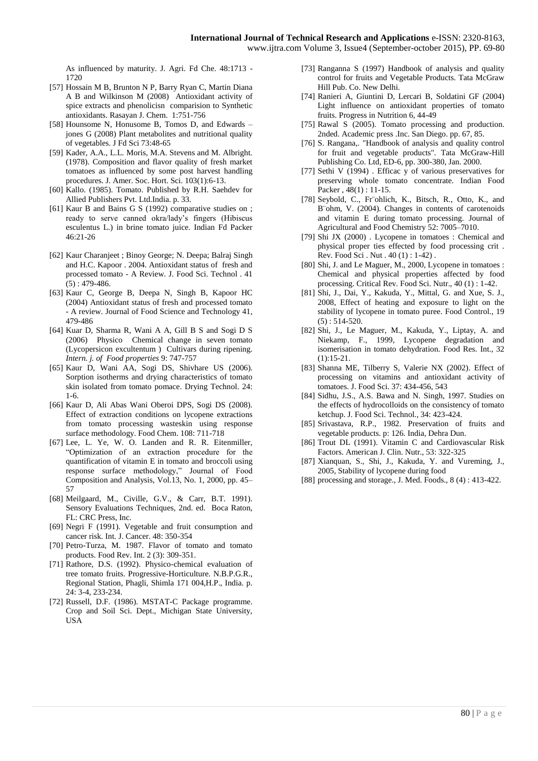As influenced by maturity. J. Agri. Fd Che. 48:1713 - 1720

[57] Hossain M B, Brunton N P, Barry Ryan C, Martin Diana A B and Wilkinson M (2008) Antioxidant activity of spice extracts and phenolicisn comparision to Synthetic antioxidants. Rasayan J. Chem. 1:751-756

[58] Hounsome N, Honusome B, Tomos D, and Edwards – jones G (2008) Plant metabolites and nutritional quality of vegetables. J Fd Sci 73:48-65

[59] Kader, A.A., L.L. Moris, M.A. Stevens and M. Albright. (1978). Composition and flavor quality of fresh market tomatoes as influenced by some post harvest handling procedures. J. Amer. Soc. Hort. Sci. 103(1):6-13.

[60] Kallo. (1985). Tomato. Published by R.H. Saehdev for Allied Publishers Pvt. Ltd.India. p. 33.

[61] Kaur B and Bains G S (1992) comparative studies on ; ready to serve canned okra/lady's fingers (Hibiscus esculentus L.) in brine tomato juice. Indian Fd Packer 46:21-26

[62] Kaur Charanjeet ; Binoy George; N. Deepa; Balraj Singh and H.C. Kapoor . 2004. Antioxidant status of fresh and processed tomato - A Review. J. Food Sci. Technol . 41 (5) : 479-486.

[63] Kaur C, George B, Deepa N, Singh B, Kapoor HC (2004) Antioxidant status of fresh and processed tomato - A review. Journal of Food Science and Technology 41, 479-486

[64] Kuar D, Sharma R, Wani A A, Gill B S and Sogi D S (2006) Physico Chemical change in seven tomato (Lycopersicon excultentum ) Cultivars during ripening. *Intern. j. of Food properties* 9: 747-757

[65] Kaur D, Wani AA, Sogi DS, Shivhare US (2006). Sorption isotherms and drying characteristics of tomato skin isolated from tomato pomace. Drying Technol. 24: 1-6.

[66] Kaur D, Ali Abas Wani Oberoi DPS, Sogi DS (2008). Effect of extraction conditions on lycopene extractions from tomato processing wasteskin using response surface methodology. Food Chem. 108: 711-718

[67] Lee, L. Ye, W. O. Landen and R. R. Eitenmiller, "Optimization of an extraction procedure for the quantification of vitamin E in tomato and broccoli using response surface methodology," Journal of Food Composition and Analysis, Vol.13, No. 1, 2000, pp. 45–57

[68] Meilgaard, M., Civille, G.V., & Carr, B.T. 1991). Sensory Evaluations Techniques, 2nd. ed. Boca Raton, FL: CRC Press, Inc.

[69] Negri F (1991). Vegetable and fruit consumption and cancer risk. Int. J. Cancer. 48: 350-354

[70] Petro-Turza, M. 1987. Flavor of tomato and tomato products. Food Rev. Int. 2 (3): 309-351.

[71] Rathore, D.S. (1992). Physico-chemical evaluation of tree tomato fruits. Progressive-Horticulture. N.B.P.G.R., Regional Station, Phagli, Shimla 171 004,H.P., India. p. 24: 3-4, 233-234.

[72] Russell, D.F. (1986). MSTAT-C Package programme. Crop and Soil Sci. Dept., Michigan State University, USA

[73] Ranganna S (1997) Handbook of analysis and quality control for fruits and Vegetable Products. Tata McGraw Hill Pub. Co. New Delhi.

[74] Ranieri A, Giuntini D, Lercari B, Soldatini GF (2004) Light influence on antioxidant properties of tomato fruits. Progress in Nutrition 6, 44-49

[75] Rawal S (2005). Tomato processing and production. 2nded. Academic press .Inc. San Diego. pp. 67, 85.

[76] S. Rangana,. "Handbook of analysis and quality control for fruit and vegetable products". Tata McGraw-Hill Publishing Co. Ltd, ED-6, pp. 300-380, Jan. 2000.

[77] Sethi V (1994) . Efficac y of various preservatives for preserving whole tomato concentrate. Indian Food Packer , 48(1) : 11-15.

[78] Seybold, C., Fr¨ohlich, K., Bitsch, R., Otto, K., and B¨ohm, V. (2004). Changes in contents of carotenoids and vitamin E during tomato processing. Journal of Agricultural and Food Chemistry 52: 7005–7010.

[79] Shi JX (2000) . Lycopene in tomatoes : Chemical and physical proper ties effected by food processing crit . Rev. Food Sci . Nut . 40 (1) : 1-42) .

[80] Shi, J. and Le Maguer, M., 2000, Lycopene in tomatoes : Chemical and physical properties affected by food processing. Critical Rev. Food Sci. Nutr., 40 (1) : 1-42.

[81] Shi, J., Dai, Y., Kakuda, Y., Mittal, G. and Xue, S. J., 2008, Effect of heating and exposure to light on the stability of lycopene in tomato puree. Food Control., 19 (5) : 514-520.

[82] Shi, J., Le Maguer, M., Kakuda, Y., Liptay, A. and Niekamp, F., 1999, Lycopene degradation and isomerisation in tomato dehydration. Food Res. Int., 32 (1):15-21.

[83] Shanna ME, Tilberry S, Valerie NX (2002). Effect of processing on vitamins and antioxidant activity of tomatoes. J. Food Sci. 37: 434-456, 543

[84] Sidhu, J.S., A.S. Bawa and N. Singh, 1997. Studies on the effects of hydrocolloids on the consistency of tomato ketchup. J. Food Sci. Technol., 34: 423-424.

[85] Srivastava, R.P., 1982. Preservation of fruits and vegetable products. p: 126. India, Dehra Dun.

[86] Trout DL (1991). Vitamin C and Cardiovascular Risk Factors. American J. Clin. Nutr., 53: 322-325

[87] Xianquan, S., Shi, J., Kakuda, Y. and Vureming, J., 2005, Stability of lycopene during food

[88] processing and storage., J. Med. Foods., 8 (4) : 413-422.